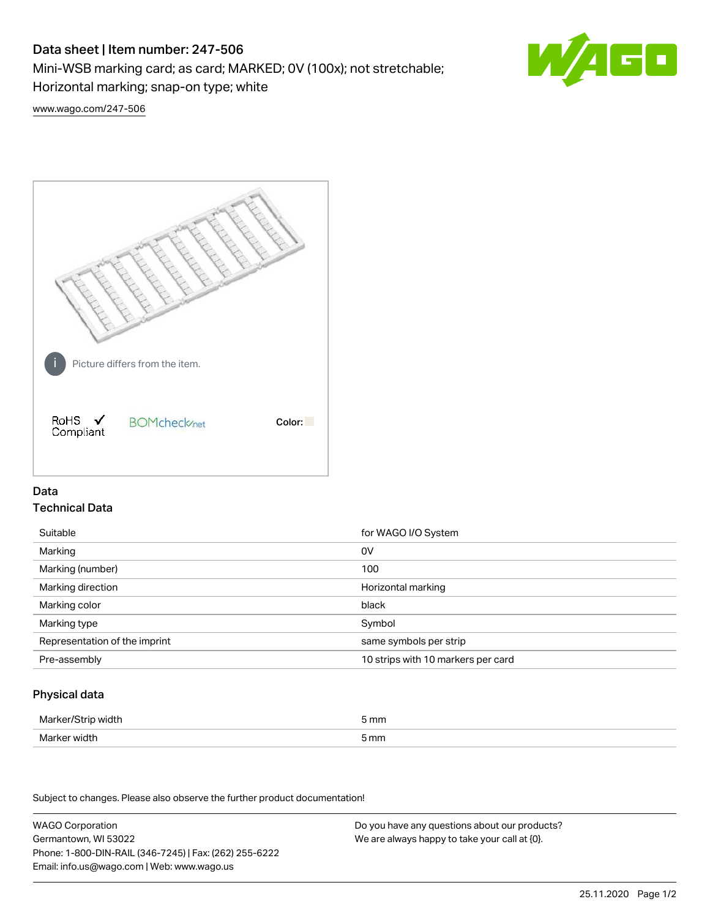# Data sheet | Item number: 247-506

Mini-WSB marking card; as card; MARKED; 0V (100x); not stretchable; Horizontal marking; snap-on type; white

www.wago.com/247-506

Picture differs from the item.

RoHS ✓ Compliant

BOMcheck.net

Color:

## Data

### Technical Data

| | |
|---|---|
| Suitable | for WAGO I/O System |
| Marking | 0V |
| Marking (number) | 100 |
| Marking direction | Horizontal marking |
| Marking color | black |
| Marking type | Symbol |
| Representation of the imprint | same symbols per strip |
| Pre-assembly | 10 strips with 10 markers per card |

### Physical data

| | |
|---|---|
| Marker/Strip width | 5 mm |
| Marker width | 5 mm |

Subject to changes. Please also observe the further product documentation!

WAGO Corporation
Germantown, WI 53022
Phone: 1-800-DIN-RAIL (346-7245) | Fax: (262) 255-6222
Email: info.us@wago.com | Web: www.wago.us

Do you have any questions about our products?
We are always happy to take your call at {0}.

25.11.2020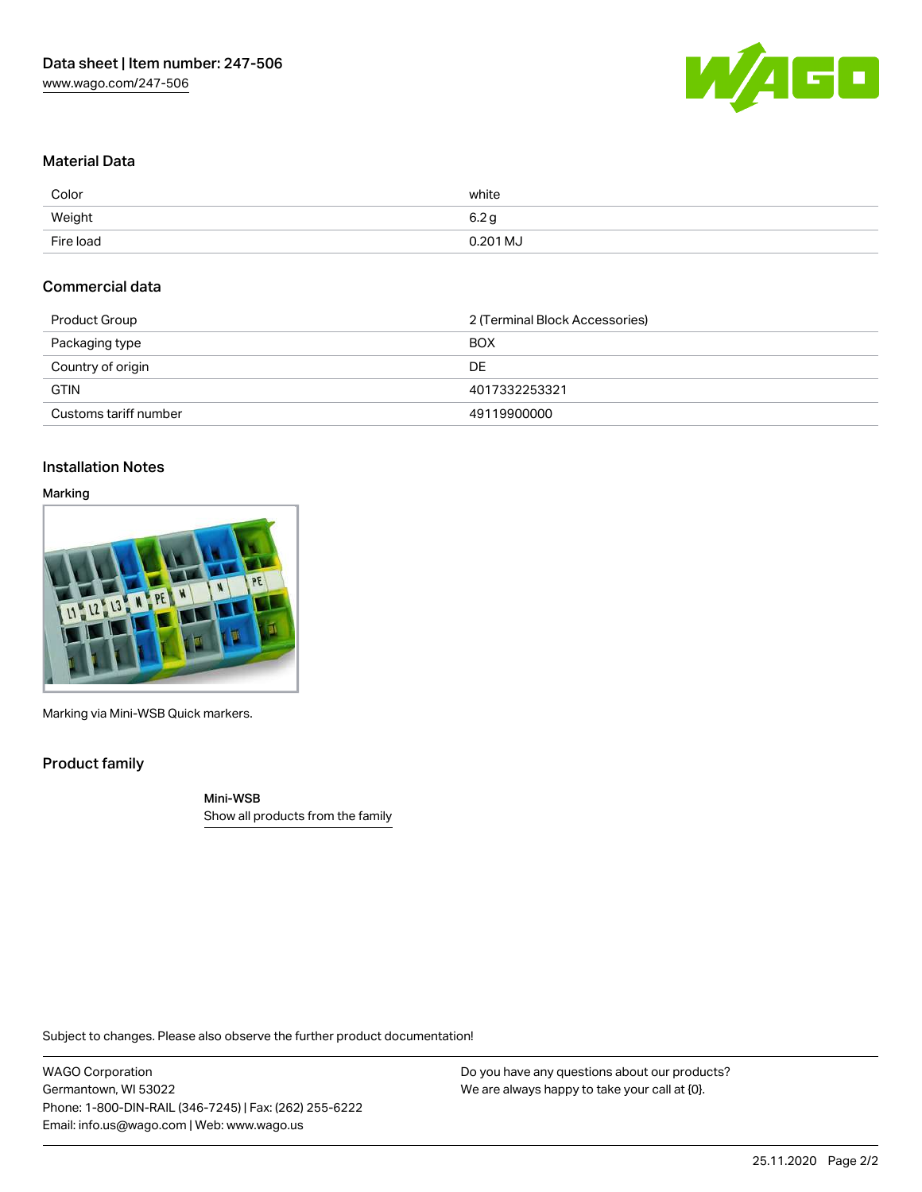Data sheet | Item number: 247-506

www.wago.com/247-506

## Material Data

| | |
|---|---|
| Color | white |
| Weight | 6.2 g |
| Fire load | 0.201 MJ |

## Commercial data

| | |
|---|---|
| Product Group | 2 (Terminal Block Accessories) |
| Packaging type | BOX |
| Country of origin | DE |
| GTIN | 4017332253321 |
| Customs tariff number | 49119900000 |

## Installation Notes

### Marking

Marking via Mini-WSB Quick markers.

## Product family

Mini-WSB

Show all products from the family

Subject to changes. Please also observe the further product documentation!

WAGO Corporation
Germantown, WI 53022
Phone: 1-800-DIN-RAIL (346-7245) | Fax: (262) 255-6222
Email: info.us@wago.com | Web: www.wago.us

Do you have any questions about our products?
We are always happy to take your call at {0}.

25.11.2020